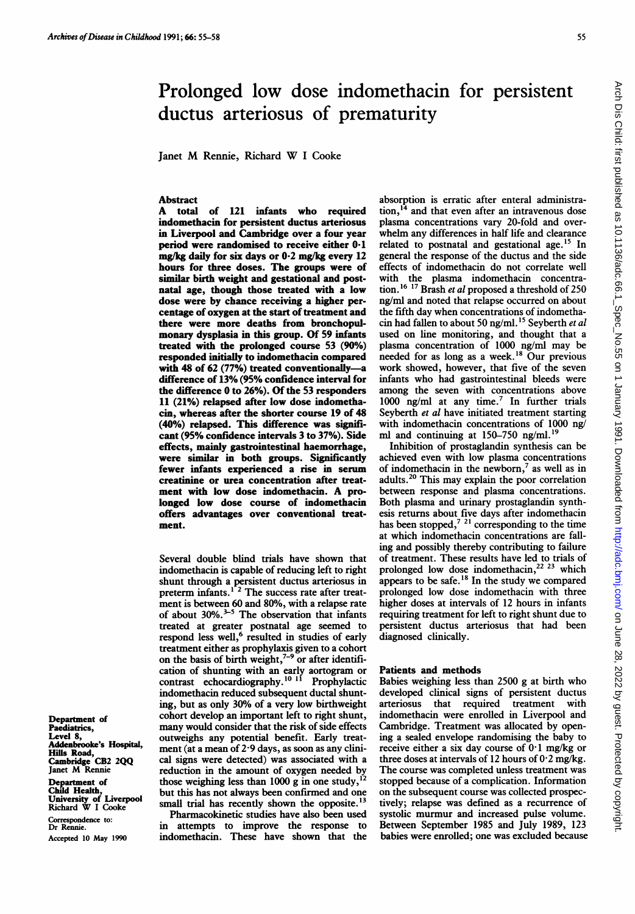# Prolonged low dose indomethacin for persistent ductus arteriosus of prematurity

Janet M Rennie, Richard W I Cooke

Department of Paediatrics, Level 8, Addenbrooke's Hospital, Hills Road, Cambridge CB2 2QQ
Janet M Rennie

Department of Child Health, University of Liverpool
Richard W I Cooke

Correspondence to: Dr Rennie.

Accepted 10 May 1990

## Abstract

**A total of 121 infants who required indomethacin for persistent ductus arteriosus in Liverpool and Cambridge over a four year period were randomised to receive either 0·1 mg/kg daily for six days or 0·2 mg/kg every 12 hours for three doses. The groups were of similar birth weight and gestational and postnatal age, though those treated with a low dose were by chance receiving a higher percentage of oxygen at the start of treatment and there were more deaths from bronchopulmonary dysplasia in this group. Of 59 infants treated with the prolonged course 53 (90%) responded initially to indomethacin compared with 48 of 62 (77%) treated conventionally—a difference of 13% (95% confidence interval for the difference 0 to 26%). Of the 53 responders 11 (21%) relapsed after low dose indomethacin, whereas after the shorter course 19 of 48 (40%) relapsed. This difference was significant (95% confidence intervals 3 to 37%). Side effects, mainly gastrointestinal haemorrhage, were similar in both groups. Significantly fewer infants experienced a rise in serum creatinine or urea concentration after treatment with low dose indomethacin. A prolonged low dose course of indomethacin offers advantages over conventional treatment.**

Several double blind trials have shown that indomethacin is capable of reducing left to right shunt through a persistent ductus arteriosus in preterm infants.[1 2] The success rate after treatment is between 60 and 80%, with a relapse rate of about 30%.[3–5] The observation that infants treated at greater postnatal age seemed to respond less well,[6] resulted in studies of early treatment either as prophylaxis given to a cohort on the basis of birth weight,[7–9] or after identification of shunting with an early aortogram or contrast echocardiography.[10 11] Prophylactic indomethacin reduced subsequent ductal shunting, but as only 30% of a very low birthweight cohort develop an important left to right shunt, many would consider that the risk of side effects outweighs any potential benefit. Early treatment (at a mean of 2·9 days, as soon as any clinical signs were detected) was associated with a reduction in the amount of oxygen needed by those weighing less than 1000 g in one study,[12] but this has not always been confirmed and one small trial has recently shown the opposite.[13]

Pharmacokinetic studies have also been used in attempts to improve the response to indomethacin. These have shown that the absorption is erratic after enteral administration,[14] and that even after an intravenous dose plasma concentrations vary 20-fold and overwhelm any differences in half life and clearance related to postnatal and gestational age.[15] In general the response of the ductus and the side effects of indomethacin do not correlate well with the plasma indomethacin concentration.[16 17] Brash *et al* proposed a threshold of 250 ng/ml and noted that relapse occurred on about the fifth day when concentrations of indomethacin had fallen to about 50 ng/ml.[15] Seyberth *et al* used on line monitoring, and thought that a plasma concentration of 1000 ng/ml may be needed for as long as a week.[18] Our previous work showed, however, that five of the seven infants who had gastrointestinal bleeds were among the seven with concentrations above 1000 ng/ml at any time.[7] In further trials Seyberth *et al* have initiated treatment starting with indomethacin concentrations of 1000 ng/ml and continuing at 150–750 ng/ml.[19]

Inhibition of prostaglandin synthesis can be achieved even with low plasma concentrations of indomethacin in the newborn,[7] as well as in adults.[20] This may explain the poor correlation between response and plasma concentrations. Both plasma and urinary prostaglandin synthesis returns about five days after indomethacin has been stopped,[7 21] corresponding to the time at which indomethacin concentrations are falling and possibly thereby contributing to failure of treatment. These results have led to trials of prolonged low dose indomethacin,[22 23] which appears to be safe.[18] In the study we compared prolonged low dose indomethacin with three higher doses at intervals of 12 hours in infants requiring treatment for left to right shunt due to persistent ductus arteriosus that had been diagnosed clinically.

## Patients and methods

Babies weighing less than 2500 g at birth who developed clinical signs of persistent ductus arteriosus that required treatment with indomethacin were enrolled in Liverpool and Cambridge. Treatment was allocated by opening a sealed envelope randomising the baby to receive either a six day course of 0·1 mg/kg or three doses at intervals of 12 hours of 0·2 mg/kg. The course was completed unless treatment was stopped because of a complication. Information on the subsequent course was collected prospectively; relapse was defined as a recurrence of systolic murmur and increased pulse volume. Between September 1985 and July 1989, 123 babies were enrolled; one was excluded because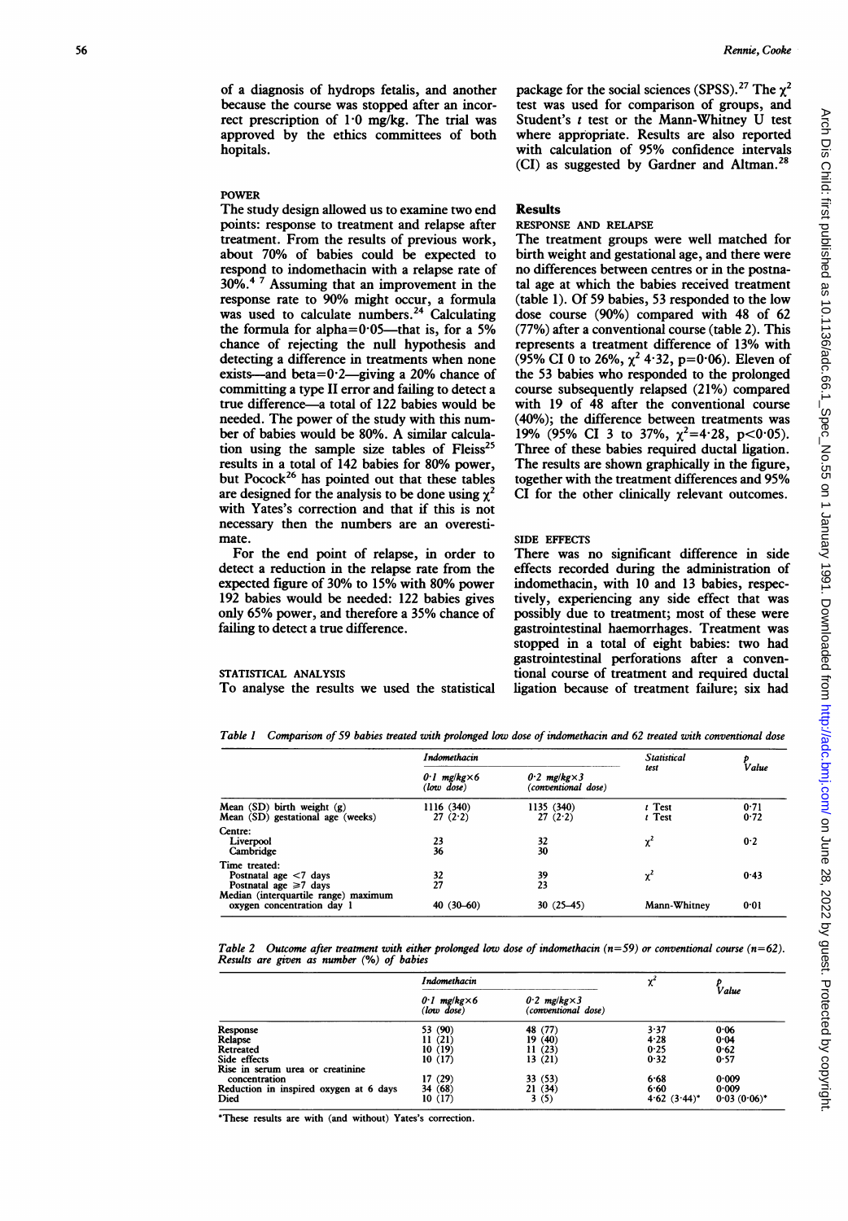of a diagnosis of hydrops fetalis, and another because the course was stopped after an incorrect prescription of 1·0 mg/kg. The trial was approved by the ethics committees of both hopitals.

### POWER

The study design allowed us to examine two end points: response to treatment and relapse after treatment. From the results of previous work, about 70% of babies could be expected to respond to indomethacin with a relapse rate of 30%.[4 7] Assuming that an improvement in the response rate to 90% might occur, a formula was used to calculate numbers.[24] Calculating the formula for alpha=0·05—that is, for a 5% chance of rejecting the null hypothesis and detecting a difference in treatments when none exists—and beta=0·2—giving a 20% chance of committing a type II error and failing to detect a true difference—a total of 122 babies would be needed. The power of the study with this number of babies would be 80%. A similar calculation using the sample size tables of Fleiss[25] results in a total of 142 babies for 80% power, but Pocock[26] has pointed out that these tables are designed for the analysis to be done using $\chi^2$ with Yates's correction and that if this is not necessary then the numbers are an overestimate.

For the end point of relapse, in order to detect a reduction in the relapse rate from the expected figure of 30% to 15% with 80% power 192 babies would be needed: 122 babies gives only 65% power, and therefore a 35% chance of failing to detect a true difference.

### STATISTICAL ANALYSIS

To analyse the results we used the statistical package for the social sciences (SPSS).[27] The $\chi^2$ test was used for comparison of groups, and Student's $t$ test or the Mann-Whitney U test where appropriate. Results are also reported with calculation of 95% confidence intervals (CI) as suggested by Gardner and Altman.[28]

## Results

### RESPONSE AND RELAPSE

The treatment groups were well matched for birth weight and gestational age, and there were no differences between centres or in the postnatal age at which the babies received treatment (table 1). Of 59 babies, 53 responded to the low dose course (90%) compared with 48 of 62 (77%) after a conventional course (table 2). This represents a treatment difference of 13% with (95% CI 0 to 26%, $\chi^2$ 4·32, p=0·06). Eleven of the 53 babies who responded to the prolonged course subsequently relapsed (21%) compared with 19 of 48 after the conventional course (40%); the difference between treatments was 19% (95% CI 3 to 37%, $\chi^2$=4·28, p<0·05). Three of these babies required ductal ligation. The results are shown graphically in the figure, together with the treatment differences and 95% CI for the other clinically relevant outcomes.

### SIDE EFFECTS

There was no significant difference in side effects recorded during the administration of indomethacin, with 10 and 13 babies, respectively, experiencing any side effect that was possibly due to treatment; most of these were gastrointestinal haemorrhages. Treatment was stopped in a total of eight babies: two had gastrointestinal perforations after a conventional course of treatment and required ductal ligation because of treatment failure; six had

*Table 1 Comparison of 59 babies treated with prolonged low dose of indomethacin and 62 treated with conventional dose*

| | Indomethacin | | Statistical test | p Value |
|---|---|---|---|---|
| | 0·1 mg/kg×6 (low dose) | 0·2 mg/kg×3 (conventional dose) | | |
| Mean (SD) birth weight (g) | 1116 (340) | 1135 (340) | t Test | 0·71 |
| Mean (SD) gestational age (weeks) | 27 (2·2) | 27 (2·2) | t Test | 0·72 |
| Centre: | | | | |
| Liverpool | 23 | 32 | $\chi^2$ | 0·2 |
| Cambridge | 36 | 30 | | |
| Time treated: | | | | |
| Postnatal age <7 days | 32 | 39 | $\chi^2$ | 0·43 |
| Postnatal age ≥7 days | 27 | 23 | | |
| Median (interquartile range) maximum oxygen concentration day 1 | 40 (30–60) | 30 (25–45) | Mann-Whitney | 0·01 |

*Table 2 Outcome after treatment with either prolonged low dose of indomethacin (n=59) or conventional course (n=62). Results are given as number (%) of babies*

| | Indomethacin | | $\chi^2$ | p Value |
|---|---|---|---|---|
| | 0·1 mg/kg×6 (low dose) | 0·2 mg/kg×3 (conventional dose) | | |
| Response | 53 (90) | 48 (77) | 3·37 | 0·06 |
| Relapse | 11 (21) | 19 (40) | 4·28 | 0·04 |
| Retreated | 10 (19) | 11 (23) | 0·25 | 0·62 |
| Side effects | 10 (17) | 13 (21) | 0·32 | 0·57 |
| Rise in serum urea or creatinine concentration | 17 (29) | 33 (53) | 6·68 | 0·009 |
| Reduction in inspired oxygen at 6 days | 34 (68) | 21 (34) | 6·60 | 0·009 |
| Died | 10 (17) | 3 (5) | 4·62 (3·44)* | 0·03 (0·06)* |

*These results are with (and without) Yates's correction.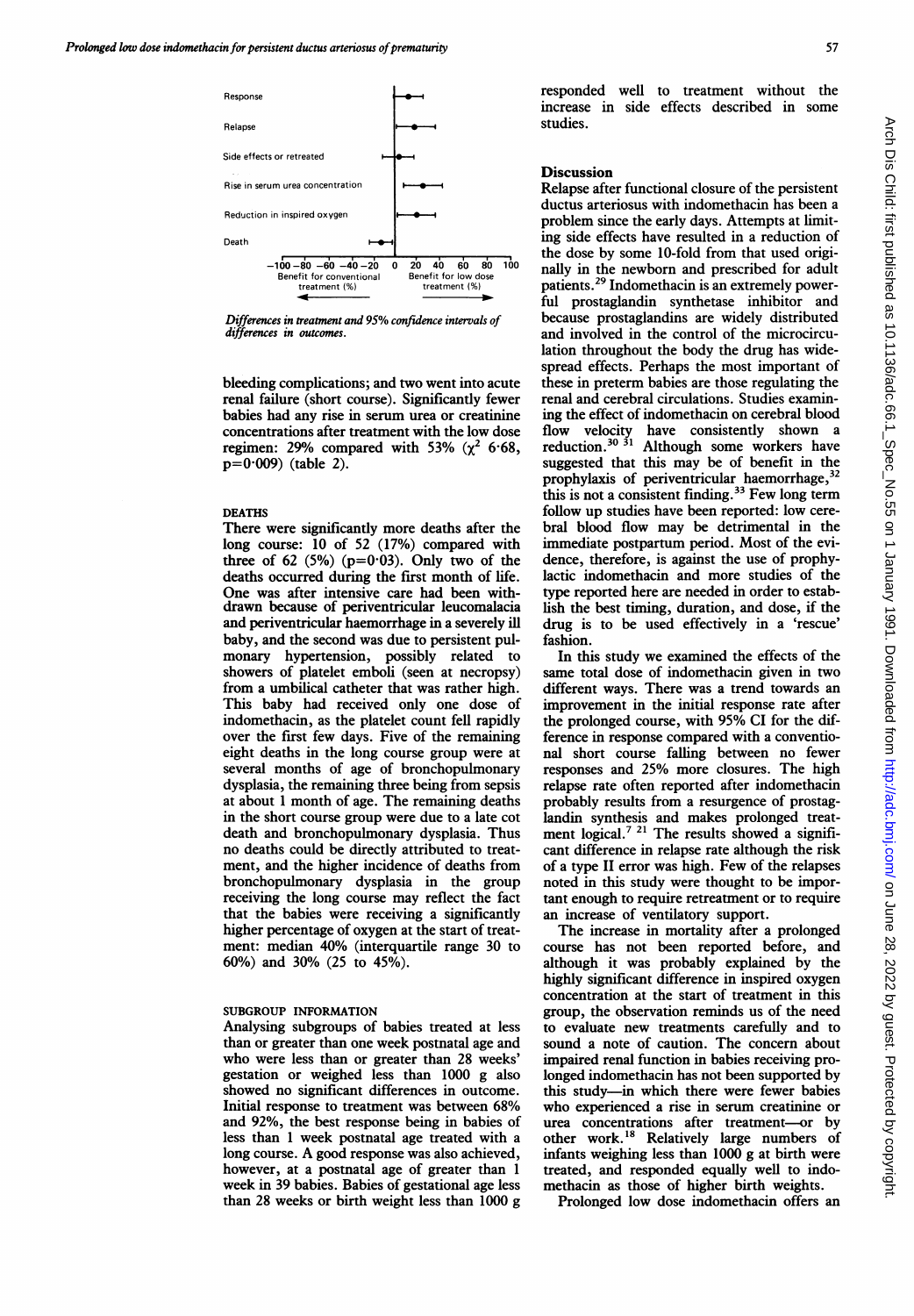Differences in treatment and 95% confidence intervals of differences in outcomes.

bleeding complications; and two went into acute renal failure (short course). Significantly fewer babies had any rise in serum urea or creatinine concentrations after treatment with the low dose regimen: 29% compared with 53% ($\chi^2$ 6·68, p=0·009) (table 2).

### DEATHS

There were significantly more deaths after the long course: 10 of 52 (17%) compared with three of 62 (5%) (p=0·03). Only two of the deaths occurred during the first month of life. One was after intensive care had been withdrawn because of periventricular leucomalacia and periventricular haemorrhage in a severely ill baby, and the second was due to persistent pulmonary hypertension, possibly related to showers of platelet emboli (seen at necropsy) from a umbilical catheter that was rather high. This baby had received only one dose of indomethacin, as the platelet count fell rapidly over the first few days. Five of the remaining eight deaths in the long course group were at several months of age of bronchopulmonary dysplasia, the remaining three being from sepsis at about 1 month of age. The remaining deaths in the short course group were due to a late cot death and bronchopulmonary dysplasia. Thus no deaths could be directly attributed to treatment, and the higher incidence of deaths from bronchopulmonary dysplasia in the group receiving the long course may reflect the fact that the babies were receiving a significantly higher percentage of oxygen at the start of treatment: median 40% (interquartile range 30 to 60%) and 30% (25 to 45%).

### SUBGROUP INFORMATION

Analysing subgroups of babies treated at less than or greater than one week postnatal age and who were less than or greater than 28 weeks' gestation or weighed less than 1000 g also showed no significant differences in outcome. Initial response to treatment was between 68% and 92%, the best response being in babies of less than 1 week postnatal age treated with a long course. A good response was also achieved, however, at a postnatal age of greater than 1 week in 39 babies. Babies of gestational age less than 28 weeks or birth weight less than 1000 g responded well to treatment without the increase in side effects described in some studies.

## Discussion

Relapse after functional closure of the persistent ductus arteriosus with indomethacin has been a problem since the early days. Attempts at limiting side effects have resulted in a reduction of the dose by some 10-fold from that used originally in the newborn and prescribed for adult patients.[29] Indomethacin is an extremely powerful prostaglandin synthetase inhibitor and because prostaglandins are widely distributed and involved in the control of the microcirculation throughout the body the drug has widespread effects. Perhaps the most important of these in preterm babies are those regulating the renal and cerebral circulations. Studies examining the effect of indomethacin on cerebral blood flow velocity have consistently shown a reduction.[30 31] Although some workers have suggested that this may be of benefit in the prophylaxis of periventricular haemorrhage,[32] this is not a consistent finding.[33] Few long term follow up studies have been reported: low cerebral blood flow may be detrimental in the immediate postpartum period. Most of the evidence, therefore, is against the use of prophylactic indomethacin and more studies of the type reported here are needed in order to establish the best timing, duration, and dose, if the drug is to be used effectively in a 'rescue' fashion.

In this study we examined the effects of the same total dose of indomethacin given in two different ways. There was a trend towards an improvement in the initial response rate after the prolonged course, with 95% CI for the difference in response compared with a conventional short course falling between no fewer responses and 25% more closures. The high relapse rate often reported after indomethacin probably results from a resurgence of prostaglandin synthesis and makes prolonged treatment logical.[7 21] The results showed a significant difference in relapse rate although the risk of a type II error was high. Few of the relapses noted in this study were thought to be important enough to require retreatment or to require an increase of ventilatory support.

The increase in mortality after a prolonged course has not been reported before, and although it was probably explained by the highly significant difference in inspired oxygen concentration at the start of treatment in this group, the observation reminds us of the need to evaluate new treatments carefully and to sound a note of caution. The concern about impaired renal function in babies receiving prolonged indomethacin has not been supported by this study—in which there were fewer babies who experienced a rise in serum creatinine or urea concentrations after treatment—or by other work.[18] Relatively large numbers of infants weighing less than 1000 g at birth were treated, and responded equally well to indomethacin as those of higher birth weights.

Prolonged low dose indomethacin offers an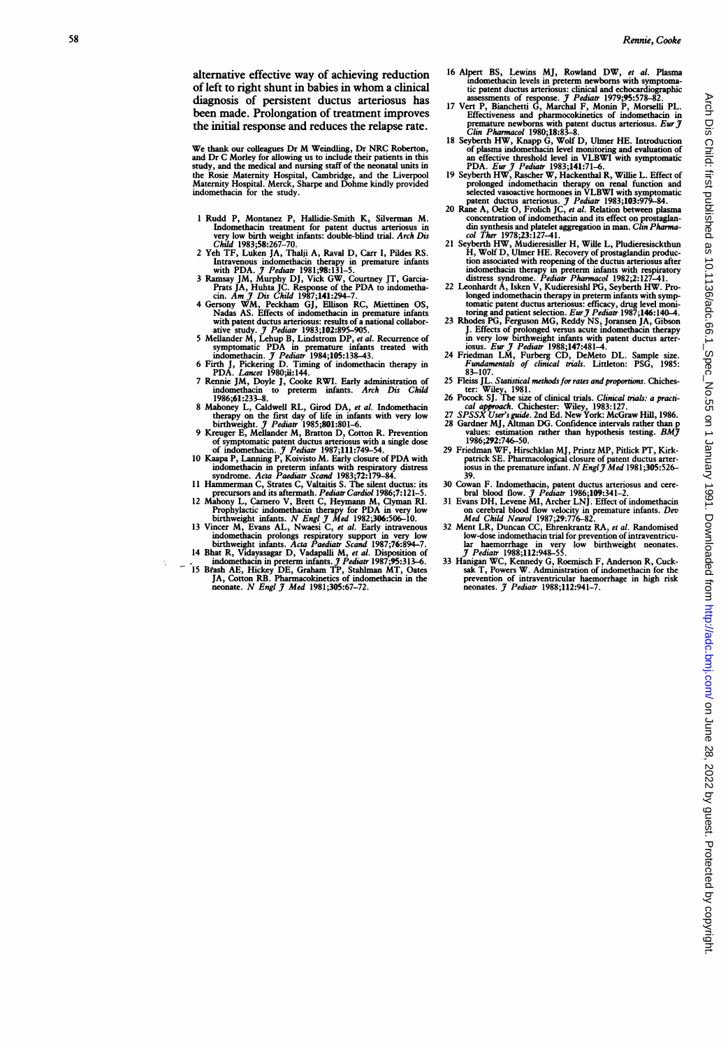alternative effective way of achieving reduction of left to right shunt in babies in whom a clinical diagnosis of persistent ductus arteriosus has been made. Prolongation of treatment improves the initial response and reduces the relapse rate.

We thank our colleagues Dr M Weindling, Dr NRC Roberton, and Dr C Morley for allowing us to include their patients in this study, and the medical and nursing staff of the neonatal units in the Rosie Maternity Hospital, Cambridge, and the Liverpool Maternity Hospital. Merck, Sharpe and Dohme kindly provided indomethacin for the study.

1 Rudd P, Montanez P, Hallidie-Smith K, Silverman M. Indomethacin treatment for patent ductus arteriosus in very low birth weight infants: double-blind trial. *Arch Dis Child* 1983;**58**:267–70.
2 Yeh TF, Luken JA, Thalji A, Raval D, Carr I, Pildes RS. Intravenous indomethacin therapy in premature infants with PDA. *J Pediatr* 1981;**98**:131–5.
3 Ramsay JM, Murphy DJ, Vick GW, Courtney JT, Garcia-Prats JA, Huhta JC. Response of the PDA to indomethacin. *Am J Dis Child* 1987;**141**:294–7.
4 Gersony WM, Peckham GJ, Ellison RC, Miettinen OS, Nadas AS. Effects of indomethacin in premature infants with patent ductus arteriosus: results of a national collaborative study. *J Pediatr* 1983;**102**:895–905.
5 Mellander M, Lehup B, Lindstrom DP, *et al*. Recurrence of symptomatic PDA in premature infants treated with indomethacin. *J Pediatr* 1984;**105**:138–43.
6 Firth J, Pickering D. Timing of indomethacin therapy in PDA. *Lancet* 1980;**ii**:144.
7 Rennie JM, Doyle J, Cooke RWI. Early administration of indomethacin to preterm infants. *Arch Dis Child* 1986;**61**:233–8.
8 Mahoney L, Caldwell RL, Girod DA, *et al*. Indomethacin therapy on the first day of life in infants with very low birthweight. *J Pediatr* 1985;**801**:801–6.
9 Kreuger E, Mellander M, Bratton D, Cotton R. Prevention of symptomatic patent ductus arteriosus with a single dose of indomethacin. *J Pediatr* 1987;**111**:749–54.
10 Kaapa P, Lanning P, Koivisto M. Early closure of PDA with indomethacin in preterm infants with respiratory distress syndrome. *Acta Paediatr Scand* 1983;**72**:179–84.
11 Hammerman C, Strates C, Valtaitis S. The silent ductus: its precursors and its aftermath. *Pediatr Cardiol* 1986;**7**:121–5.
12 Mahony L, Carnero V, Brett C, Heymann M, Clyman RI. Prophylactic indomethacin therapy for PDA in very low birthweight infants. *N Engl J Med* 1982;**306**:506–10.
13 Vincer M, Evans AL, Nwaesi C, *et al*. Early intravenous indomethacin prolongs respiratory support in very low birthweight infants. *Acta Paediatr Scand* 1987;**76**:894–7.
14 Bhat R, Vidayasagar D, Vadapalli M, *et al*. Disposition of indomethacin in preterm infants. *J Pediatr* 1987;**95**:313–6.
15 Brash AE, Hickey DE, Graham TP, Stahlman MT, Oates JA, Cotton RB. Pharmacokinetics of indomethacin in the neonate. *N Engl J Med* 1981;**305**:67–72.
16 Alpert BS, Lewins MJ, Rowland DW, *et al*. Plasma indomethacin levels in preterm newborns with symptomatic patent ductus arteriosus: clinical and echocardiographic assessments of response. *J Pediatr* 1979;**95**:578–82.
17 Vert P, Bianchetti G, Marchal F, Monin P, Morselli PL. Effectiveness and pharmacokinetics of indomethacin in premature newborns with patent ductus arteriosus. *Eur J Clin Pharmacol* 1980;**18**:83–8.
18 Seyberth HW, Knapp G, Wolf D, Ulmer HE. Introduction of plasma indomethacin level monitoring and evaluation of an effective threshold level in VLBWI with symptomatic PDA. *Eur J Pediatr* 1983;**141**:71–6.
19 Seyberth HW, Rascher W, Hackenthal R, Willie L. Effect of prolonged indomethacin therapy on renal function and selected vasoactive hormones in VLBWI with symptomatic patent ductus arteriosus. *J Pediatr* 1983;**103**:979–84.
20 Rane A, Oelz O, Frolich JC, *et al*. Relation between plasma concentration of indomethacin and its effect on prostaglandin synthesis and platelet aggregation in man. *Clin Pharmacol Ther* 1978;**23**:127–41.
21 Seyberth HW, Mudieresisller H, Wille L, Pludieresisckthun H, Wolf D, Ulmer HE. Recovery of prostaglandin production associated with reopening of the ductus arteriosus after indomethacin therapy in preterm infants with respiratory distress syndrome. *Pediatr Pharmacol* 1982;**2**:127–41.
22 Leonhardt A, Isken V, Kudieresishl PG, Seyberth HW. Prolonged indomethacin therapy in preterm infants with symptomatic patent ductus arteriosus: efficacy, drug level monitoring and patient selection. *Eur J Pediatr* 1987;**146**:140–4.
23 Rhodes PG, Ferguson MG, Reddy NS, Joransen JA, Gibson J. Effects of prolonged versus acute indomethacin therapy in very low birthweight infants with patent ductus arteriosus. *Eur J Pediatr* 1988;**147**:481–4.
24 Friedman LM, Furberg CD, DeMeto DL. Sample size. *Fundamentals of clinical trials*. Littleton: PSG, 1985: 83–107.
25 Fleiss JL. *Statistical methods for rates and proportions*. Chichester: Wiley, 1981.
26 Pocock SJ. The size of clinical trials. *Clinical trials: a practical approach*. Chichester: Wiley, 1983:127.
27 *SPSSX User's guide*. 2nd Ed. New York: McGraw Hill, 1986.
28 Gardner MJ, Altman DG. Confidence intervals rather than p values: estimation rather than hypothesis testing. *BMJ* 1986;**292**:746–50.
29 Friedman WF, Hirschklan MJ, Printz MP, Pitlick PT, Kirkpatrick SE. Pharmacological closure of patent ductus arteriosus in the premature infant. *N Engl J Med* 1981;**305**:526–39.
30 Cowan F. Indomethacin, patent ductus arteriosus and cerebral blood flow. *J Pediatr* 1986;**109**:341–2.
31 Evans DH, Levene MI, Archer LNJ. Effect of indomethacin on cerebral blood flow velocity in premature infants. *Dev Med Child Neurol* 1987;**29**:776–82.
32 Ment LR, Duncan CC, Ehrenkrantz RA, *et al*. Randomised low-dose indomethacin trial for prevention of intraventricular haemorrhage in very low birthweight neonates. *J Pediatr* 1988;**112**:948–55.
33 Hanigan WC, Kennedy G, Roemisch F, Anderson R, Cucksak T, Powers W. Administration of indomethacin for the prevention of intraventricular haemorrhage in high risk neonates. *J Pediatr* 1988;**112**:941–7.